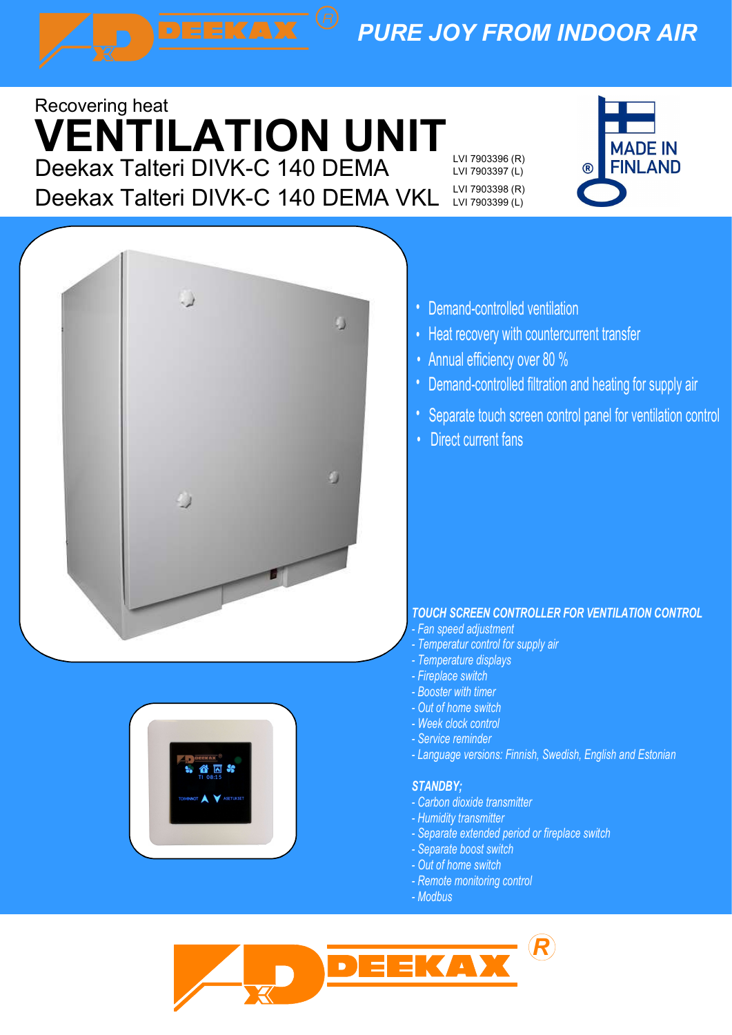DEEKAX®

*PURE JOY FROM INDOOR AIR*

Recovering heat

# VENTILATION UNIT

## Deekax Talteri DIVK-C 140 DEMA

LVI 7903396 (R)
LVI 7903397 (L)

## Deekax Talteri DIVK-C 140 DEMA VKL

LVI 7903398 (R)
LVI 7903399 (L)

MADE IN FINLAND ®

- Demand-controlled ventilation
- Heat recovery with countercurrent transfer
- Annual efficiency over 80 %
- Demand-controlled filtration and heating for supply air
- Separate touch screen control panel for ventilation control
- Direct current fans

***TOUCH SCREEN CONTROLLER FOR VENTILATION CONTROL***

*- Fan speed adjustment*
*- Temperatur control for supply air*
*- Temperature displays*
*- Fireplace switch*
*- Booster with timer*
*- Out of home switch*
*- Week clock control*
*- Service reminder*
*- Language versions: Finnish, Swedish, English and Estonian*

***STANDBY;***

*- Carbon dioxide transmitter*
*- Humidity transmitter*
*- Separate extended period or fireplace switch*
*- Separate boost switch*
*- Out of home switch*
*- Remote monitoring control*
*- Modbus*

DEEKAX®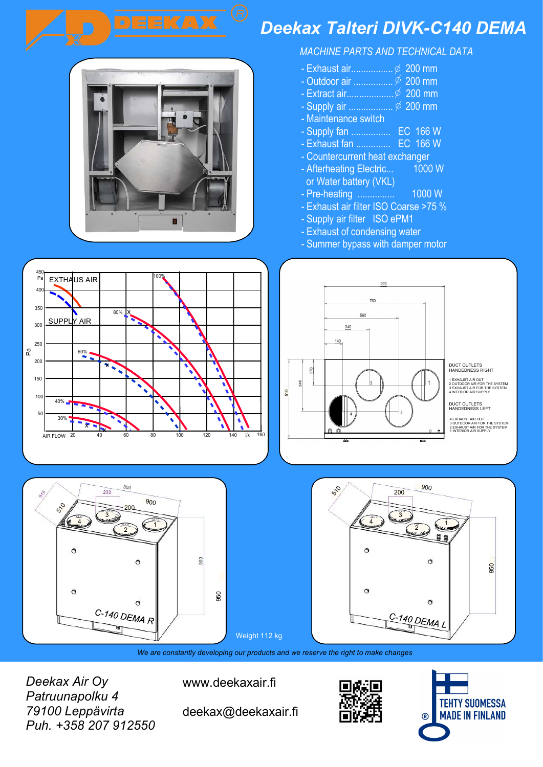# Deekax Talteri DIVK-C140 DEMA

## MACHINE PARTS AND TECHNICAL DATA

- Exhaust air................ ⌀ 200 mm
- Outdoor air ............... ⌀ 200 mm
- Extract air.................. ⌀ 200 mm
- Supply air .................. ⌀ 200 mm
- Maintenance switch
- Supply fan ................ EC 166 W
- Exhaust fan .............. EC 166 W
- Countercurrent heat exchanger
- Afterheating Electric... 1000 W
  or Water battery (VKL)
- Pre-heating .............. 1000 W
- Exhaust air filter ISO Coarse >75 %
- Supply air filter ISO ePM1
- Exhaust of condensing water
- Summer bypass with damper motor

EXTHAUS AIR
SUPPLY AIR
Pa
450
400
350
300
250
200
150
100
50
100%
80%
60%
40%
30%
AIR FLOW 20 40 60 80 100 120 140 l/s 160

900
760
560
340
140
510
340
170

DUCT OUTLETS
HANDEDNESS RIGHT

1 EXHAUST AIR OUT
2 OUTDOOR AIR FOR THE SYSTEM
3 EXHAUST AIR FOR THE SYSTEM
4 INTERIOR AIR SUPPLY

DUCT OUTLETS
HANDEDNESS LEFT

4 EXHAUST AIR OUT
3 OUTDOOR AIR FOR THE SYSTEM
2 EXHAUST AIR FOR THE SYSTEM
1 INTERIOR AIR SUPPLY

510
900
200
950
C-140 DEMA R

510
900
200
950
C-140 DEMA L

Weight 112 kg

*We are constantly developing our products and we reserve the right to make changes*

*Deekax Air Oy*
*Patruunapolku 4*
*79100 Leppävirta*
*Puh. +358 207 912550*

www.deekaxair.fi

deekax@deekaxair.fi

TEHTY SUOMESSA
MADE IN FINLAND